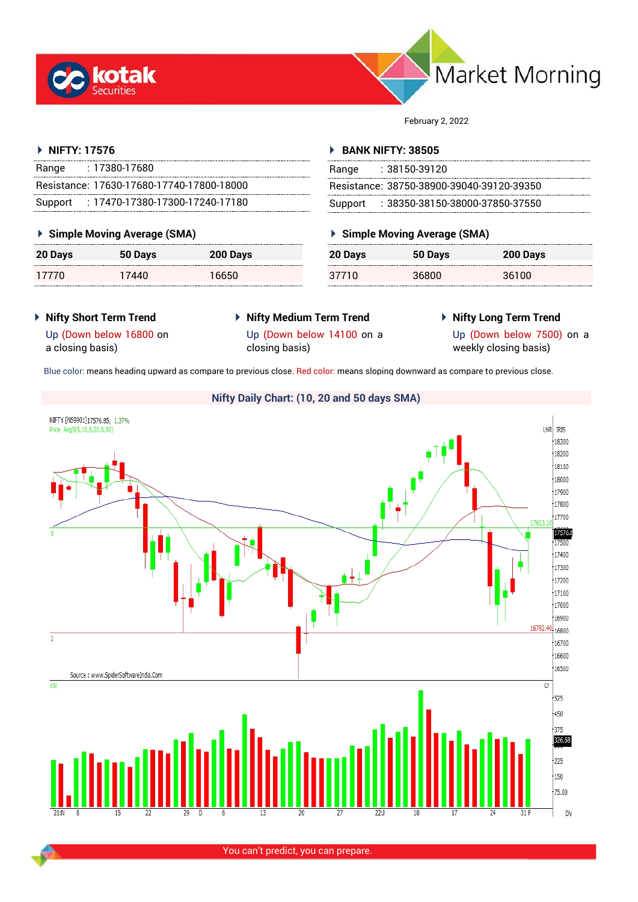# Market Morning

February 2, 2022

## NIFTY: 17576

| | |
|---|---|
| Range | : 17380-17680 |
| Resistance: | 17630-17680-17740-17800-18000 |
| Support | : 17470-17380-17300-17240-17180 |

### Simple Moving Average (SMA)

| 20 Days | 50 Days | 200 Days |
|---|---|---|
| 17770 | 17440 | 16650 |

## BANK NIFTY: 38505

| | |
|---|---|
| Range | : 38150-39120 |
| Resistance: | 38750-38900-39040-39120-39350 |
| Support | : 38350-38150-38000-37850-37550 |

### Simple Moving Average (SMA)

| 20 Days | 50 Days | 200 Days |
|---|---|---|
| 37710 | 36800 | 36100 |

### Nifty Short Term Trend

Up (Down below 16800 on a closing basis)

### Nifty Medium Term Trend

Up (Down below 14100 on a closing basis)

### Nifty Long Term Trend

Up (Down below 7500) on a weekly closing basis)

Blue color: means heading upward as compare to previous close. Red color: means sloping downward as compare to previous close.

### Nifty Daily Chart: (10, 20 and 50 days SMA)

Source : www.SpiderSoftwareIndia.Com

You can't predict, you can prepare.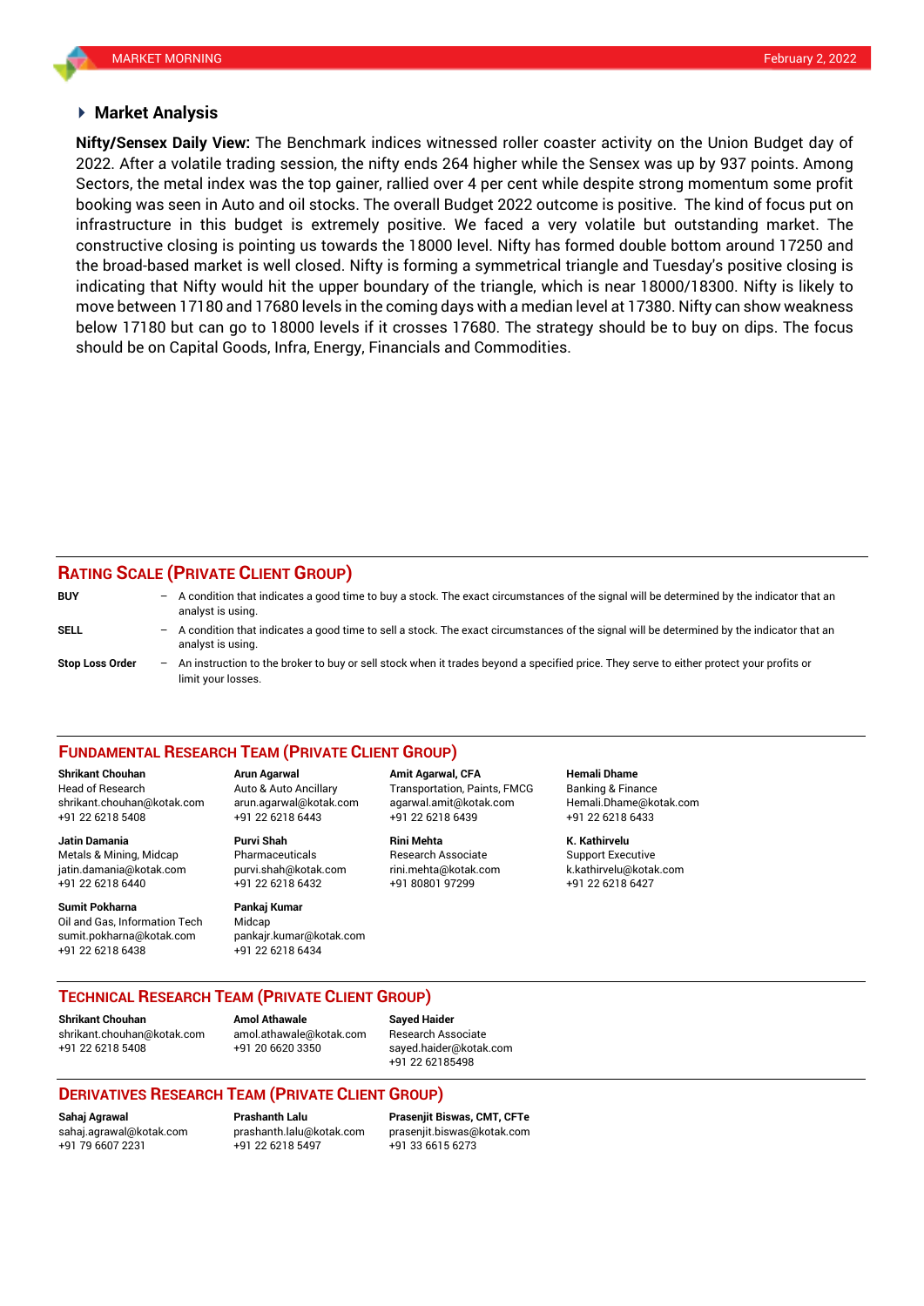## Market Analysis

**Nifty/Sensex Daily View:** The Benchmark indices witnessed roller coaster activity on the Union Budget day of 2022. After a volatile trading session, the nifty ends 264 higher while the Sensex was up by 937 points. Among Sectors, the metal index was the top gainer, rallied over 4 per cent while despite strong momentum some profit booking was seen in Auto and oil stocks. The overall Budget 2022 outcome is positive. The kind of focus put on infrastructure in this budget is extremely positive. We faced a very volatile but outstanding market. The constructive closing is pointing us towards the 18000 level. Nifty has formed double bottom around 17250 and the broad-based market is well closed. Nifty is forming a symmetrical triangle and Tuesday's positive closing is indicating that Nifty would hit the upper boundary of the triangle, which is near 18000/18300. Nifty is likely to move between 17180 and 17680 levels in the coming days with a median level at 17380. Nifty can show weakness below 17180 but can go to 18000 levels if it crosses 17680. The strategy should be to buy on dips. The focus should be on Capital Goods, Infra, Energy, Financials and Commodities.

## RATING SCALE (PRIVATE CLIENT GROUP)

**BUY** – A condition that indicates a good time to buy a stock. The exact circumstances of the signal will be determined by the indicator that an analyst is using.

**SELL** – A condition that indicates a good time to sell a stock. The exact circumstances of the signal will be determined by the indicator that an analyst is using.

**Stop Loss Order** – An instruction to the broker to buy or sell stock when it trades beyond a specified price. They serve to either protect your profits or limit your losses.

## FUNDAMENTAL RESEARCH TEAM (PRIVATE CLIENT GROUP)

**Shrikant Chouhan**
Head of Research
shrikant.chouhan@kotak.com
+91 22 6218 5408

**Arun Agarwal**
Auto & Auto Ancillary
arun.agarwal@kotak.com
+91 22 6218 6443

**Amit Agarwal, CFA**
Transportation, Paints, FMCG
agarwal.amit@kotak.com
+91 22 6218 6439

**Hemali Dhame**
Banking & Finance
Hemali.Dhame@kotak.com
+91 22 6218 6433

**Jatin Damania**
Metals & Mining, Midcap
jatin.damania@kotak.com
+91 22 6218 6440

**Purvi Shah**
Pharmaceuticals
purvi.shah@kotak.com
+91 22 6218 6432

**Rini Mehta**
Research Associate
rini.mehta@kotak.com
+91 80801 97299

**K. Kathirvelu**
Support Executive
k.kathirvelu@kotak.com
+91 22 6218 6427

**Sumit Pokharna**
Oil and Gas, Information Tech
sumit.pokharna@kotak.com
+91 22 6218 6438

**Pankaj Kumar**
Midcap
pankajr.kumar@kotak.com
+91 22 6218 6434

## TECHNICAL RESEARCH TEAM (PRIVATE CLIENT GROUP)

**Shrikant Chouhan**
shrikant.chouhan@kotak.com
+91 22 6218 5408

**Amol Athawale**
amol.athawale@kotak.com
+91 20 6620 3350

**Sayed Haider**
Research Associate
sayed.haider@kotak.com
+91 22 62185498

## DERIVATIVES RESEARCH TEAM (PRIVATE CLIENT GROUP)

**Sahaj Agrawal**
sahaj.agrawal@kotak.com
+91 79 6607 2231

**Prashanth Lalu**
prashanth.lalu@kotak.com
+91 22 6218 5497

**Prasenjit Biswas, CMT, CFTe**
prasenjit.biswas@kotak.com
+91 33 6615 6273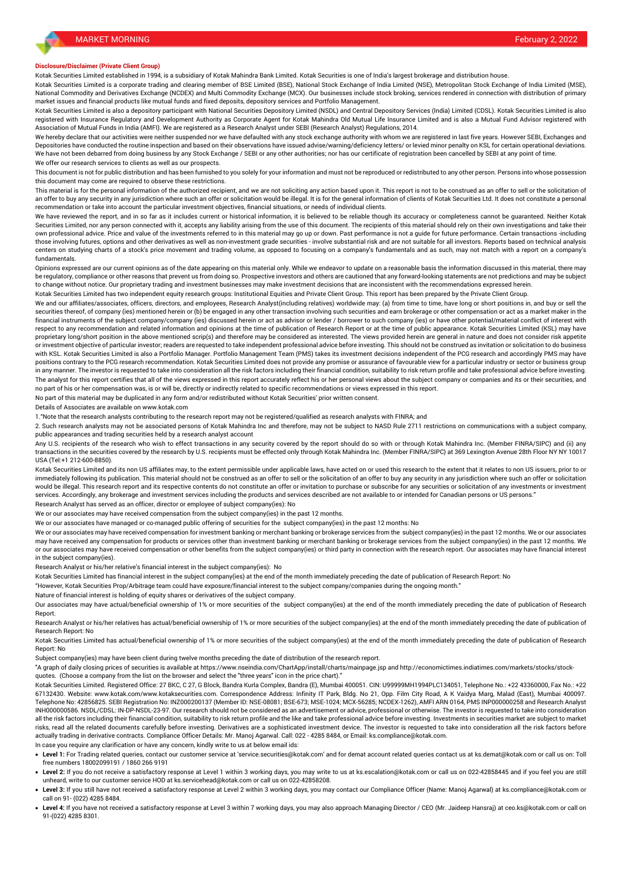#### Disclosure/Disclaimer (Private Client Group)

Kotak Securities Limited established in 1994, is a subsidiary of Kotak Mahindra Bank Limited. Kotak Securities is one of India's largest brokerage and distribution house.

Kotak Securities Limited is a corporate trading and clearing member of BSE Limited (BSE), National Stock Exchange of India Limited (NSE), Metropolitan Stock Exchange of India Limited (MSE), National Commodity and Derivatives Exchange (NCDEX) and Multi Commodity Exchange (MCX). Our businesses include stock broking, services rendered in connection with distribution of primary market issues and financial products like mutual funds and fixed deposits, depository services and Portfolio Management.

Kotak Securities Limited is also a depository participant with National Securities Depository Limited (NSDL) and Central Depository Services (India) Limited (CDSL). Kotak Securities Limited is also registered with Insurance Regulatory and Development Authority as Corporate Agent for Kotak Mahindra Old Mutual Life Insurance Limited and is also a Mutual Fund Advisor registered with Association of Mutual Funds in India (AMFI). We are registered as a Research Analyst under SEBI (Research Analyst) Regulations, 2014.

We hereby declare that our activities were neither suspended nor we have defaulted with any stock exchange authority with whom we are registered in last five years. However SEBI, Exchanges and Depositories have conducted the routine inspection and based on their observations have issued advise/warning/deficiency letters/ or levied minor penalty on KSL for certain operational deviations. We have not been debarred from doing business by any Stock Exchange / SEBI or any other authorities; nor has our certificate of registration been cancelled by SEBI at any point of time.

We offer our research services to clients as well as our prospects.

This document is not for public distribution and has been furnished to you solely for your information and must not be reproduced or redistributed to any other person. Persons into whose possession this document may come are required to observe these restrictions.

This material is for the personal information of the authorized recipient, and we are not soliciting any action based upon it. This report is not to be construed as an offer to sell or the solicitation of an offer to buy any security in any jurisdiction where such an offer or solicitation would be illegal. It is for the general information of clients of Kotak Securities Ltd. It does not constitute a personal recommendation or take into account the particular investment objectives, financial situations, or needs of individual clients.

We have reviewed the report, and in so far as it includes current or historical information, it is believed to be reliable though its accuracy or completeness cannot be guaranteed. Neither Kotak Securities Limited, nor any person connected with it, accepts any liability arising from the use of this document. The recipients of this material should rely on their own investigations and take their own professional advice. Price and value of the investments referred to in this material may go up or down. Past performance is not a guide for future performance. Certain transactions -including those involving futures, options and other derivatives as well as non-investment grade securities - involve substantial risk and are not suitable for all investors. Reports based on technical analysis centers on studying charts of a stock's price movement and trading volume, as opposed to focusing on a company's fundamentals and as such, may not match with a report on a company's fundamentals.

Opinions expressed are our current opinions as of the date appearing on this material only. While we endeavor to update on a reasonable basis the information discussed in this material, there may be regulatory, compliance or other reasons that prevent us from doing so. Prospective investors and others are cautioned that any forward-looking statements are not predictions and may be subject to change without notice. Our proprietary trading and investment businesses may make investment decisions that are inconsistent with the recommendations expressed herein.

Kotak Securities Limited has two independent equity research groups: Institutional Equities and Private Client Group. This report has been prepared by the Private Client Group.

We and our affiliates/associates, officers, directors, and employees, Research Analyst(including relatives) worldwide may: (a) from time to time, have long or short positions in, and buy or sell the securities thereof, of company (ies) mentioned herein or (b) be engaged in any other transaction involving such securities and earn brokerage or other compensation or act as a market maker in the financial instruments of the subject company/company (ies) discussed herein or act as advisor or lender / borrower to such company (ies) or have other potential/material conflict of interest with respect to any recommendation and related information and opinions at the time of publication of Research Report or at the time of public appearance. Kotak Securities Limited (KSL) may have proprietary long/short position in the above mentioned scrip(s) and therefore may be considered as interested. The views provided herein are general in nature and does not consider risk appetite or investment objective of particular investor; readers are requested to take independent professional advice before investing. This should not be construed as invitation or solicitation to do business with KSL. Kotak Securities Limited is also a Portfolio Manager. Portfolio Management Team (PMS) takes its investment decisions independent of the PCG research and accordingly PMS may have positions contrary to the PCG research recommendation. Kotak Securities Limited does not provide any promise or assurance of favourable view for a particular industry or sector or business group in any manner. The investor is requested to take into consideration all the risk factors including their financial condition, suitability to risk return profile and take professional advice before investing.

The analyst for this report certifies that all of the views expressed in this report accurately reflect his or her personal views about the subject company or companies and its or their securities, and no part of his or her compensation was, is or will be, directly or indirectly related to specific recommendations or views expressed in this report.

No part of this material may be duplicated in any form and/or redistributed without Kotak Securities' prior written consent.

Details of Associates are available on www.kotak.com

1."Note that the research analysts contributing to the research report may not be registered/qualified as research analysts with FINRA; and

2. Such research analysts may not be associated persons of Kotak Mahindra Inc and therefore, may not be subject to NASD Rule 2711 restrictions on communications with a subject company, public appearances and trading securities held by a research analyst account

Any U.S. recipients of the research who wish to effect transactions in any security covered by the report should do so with or through Kotak Mahindra Inc. (Member FINRA/SIPC) and (ii) any transactions in the securities covered by the research by U.S. recipients must be effected only through Kotak Mahindra Inc. (Member FINRA/SIPC) at 369 Lexington Avenue 28th Floor NY NY 10017 USA (Tel:+1 212-600-8850).

Kotak Securities Limited and its non US affiliates may, to the extent permissible under applicable laws, have acted on or used this research to the extent that it relates to non US issuers, prior to or immediately following its publication. This material should not be construed as an offer to sell or the solicitation of an offer to buy any security in any jurisdiction where such an offer or solicitation would be illegal. This research report and its respective contents do not constitute an offer or invitation to purchase or subscribe for any securities or solicitation of any investments or investment services. Accordingly, any brokerage and investment services including the products and services described are not available to or intended for Canadian persons or US persons."

Research Analyst has served as an officer, director or employee of subject company(ies): No

We or our associates may have received compensation from the subject company(ies) in the past 12 months.

We or our associates have managed or co-managed public offering of securities for the subject company(ies) in the past 12 months: No

We or our associates may have received compensation for investment banking or merchant banking or brokerage services from the subject company(ies) in the past 12 months. We or our associates may have received any compensation for products or services other than investment banking or merchant banking or brokerage services from the subject company(ies) in the past 12 months. We or our associates may have received compensation or other benefits from the subject company(ies) or third party in connection with the research report. Our associates may have financial interest in the subject company(ies).

Research Analyst or his/her relative's financial interest in the subject company(ies): No

Kotak Securities Limited has financial interest in the subject company(ies) at the end of the month immediately preceding the date of publication of Research Report: No

"However, Kotak Securities Prop/Arbitrage team could have exposure/financial interest to the subject company/companies during the ongoing month."

Nature of financial interest is holding of equity shares or derivatives of the subject company.

Our associates may have actual/beneficial ownership of 1% or more securities of the subject company(ies) at the end of the month immediately preceding the date of publication of Research Report.

Research Analyst or his/her relatives has actual/beneficial ownership of 1% or more securities of the subject company(ies) at the end of the month immediately preceding the date of publication of Research Report: No

Kotak Securities Limited has actual/beneficial ownership of 1% or more securities of the subject company(ies) at the end of the month immediately preceding the date of publication of Research Report: No

Subject company(ies) may have been client during twelve months preceding the date of distribution of the research report.

"A graph of daily closing prices of securities is available at https://www.nseindia.com/ChartApp/install/charts/mainpage.jsp and http://economictimes.indiatimes.com/markets/stocks/stock-quotes. (Choose a company from the list on the browser and select the "three years" icon in the price chart)."

Kotak Securities Limited. Registered Office: 27 BKC, C 27, G Block, Bandra Kurla Complex, Bandra (E), Mumbai 400051. CIN: U99999MH1994PLC134051, Telephone No.: +22 43360000, Fax No.: +22 67132430. Website: www.kotak.com/www.kotaksecurities.com. Correspondence Address: Infinity IT Park, Bldg. No 21, Opp. Film City Road, A K Vaidya Marg, Malad (East), Mumbai 400097. Telephone No: 42856825. SEBI Registration No: INZ000200137 (Member ID: NSE-08081; BSE-673; MSE-1024; MCX-56285; NCDEX-1262), AMFI ARN 0164, PMS INP000000258 and Research Analyst INH000000586. NSDL/CDSL: IN-DP-NSDL-23-97. Our research should not be considered as an advertisement or advice, professional or otherwise. The investor is requested to take into consideration all the risk factors including their financial condition, suitability to risk return profile and the like and take professional advice before investing. Investments in securities market are subject to market risks, read all the related documents carefully before investing. Derivatives are a sophisticated investment device. The investor is requested to take into consideration all the risk factors before actually trading in derivative contracts. Compliance Officer Details: Mr. Manoj Agarwal. Call: 022 - 4285 8484, or Email: ks.compliance@kotak.com.

In case you require any clarification or have any concern, kindly write to us at below email ids:

- **Level 1:** For Trading related queries, contact our customer service at 'service.securities@kotak.com' and for demat account related queries contact us at ks.demat@kotak.com or call us on: Toll free numbers 18002099191 / 1860 266 9191
- **Level 2:** If you do not receive a satisfactory response at Level 1 within 3 working days, you may write to us at ks.escalation@kotak.com or call us on 022-42858445 and if you feel you are still unheard, write to our customer service HOD at ks.servicehead@kotak.com or call us on 022-42858208.
- **Level 3:** If you still have not received a satisfactory response at Level 2 within 3 working days, you may contact our Compliance Officer (Name: Manoj Agarwal) at ks.compliance@kotak.com or call on 91- (022) 4285 8484.
- **Level 4:** If you have not received a satisfactory response at Level 3 within 7 working days, you may also approach Managing Director / CEO (Mr. Jaideep Hansraj) at ceo.ks@kotak.com or call on 91-(022) 4285 8301.